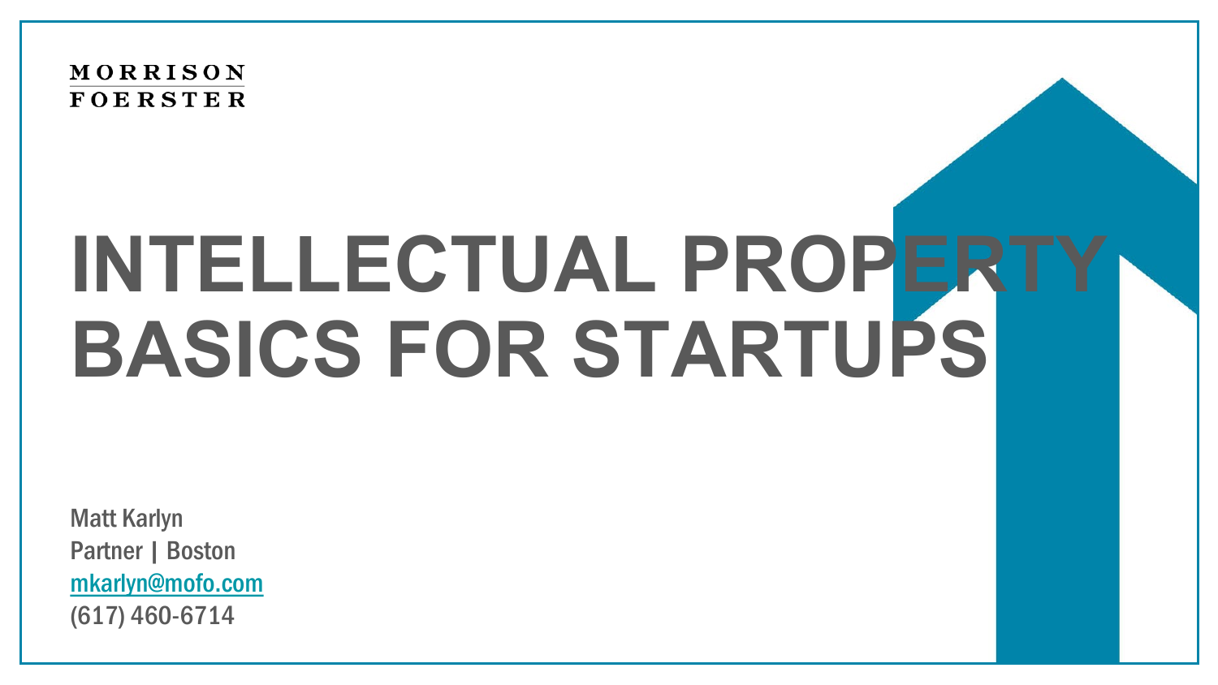MORRISON FOERSTER

# INTELLECTUAL PROPERTY BASICS FOR STARTUPS

Matt Karlyn
Partner | Boston
mkarlyn@mofo.com
(617) 460-6714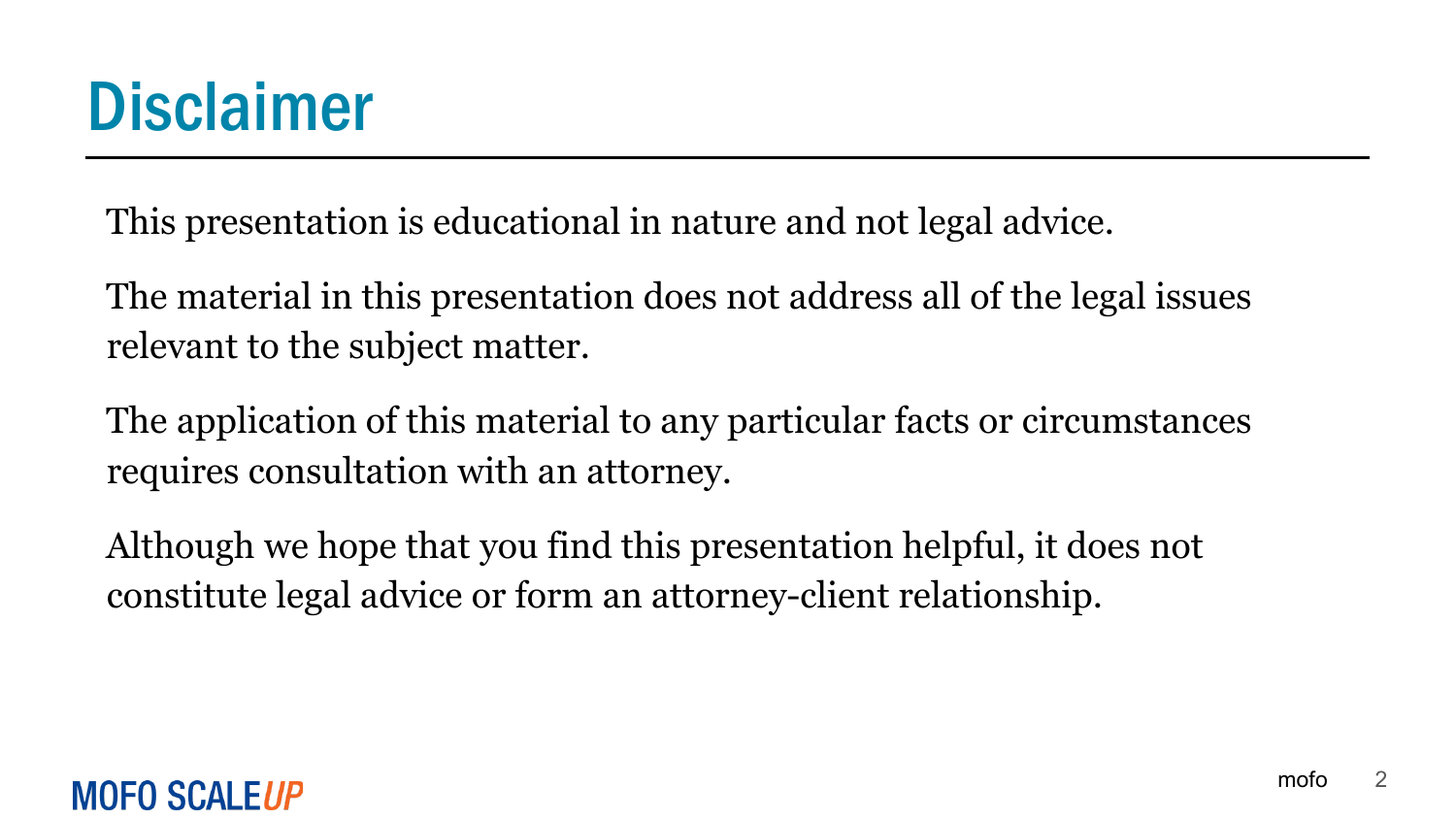# Disclaimer

This presentation is educational in nature and not legal advice.

The material in this presentation does not address all of the legal issues relevant to the subject matter.

The application of this material to any particular facts or circumstances requires consultation with an attorney.

Although we hope that you find this presentation helpful, it does not constitute legal advice or form an attorney-client relationship.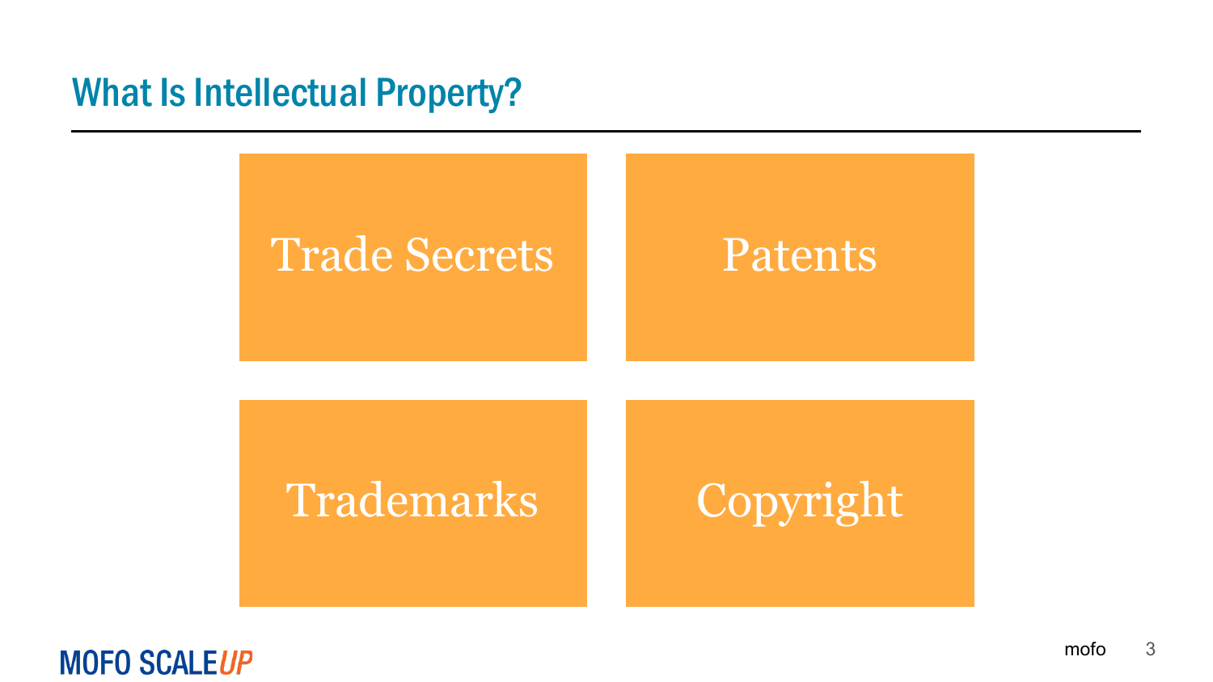## What Is Intellectual Property?

- Trade Secrets
- Patents
- Trademarks
- Copyright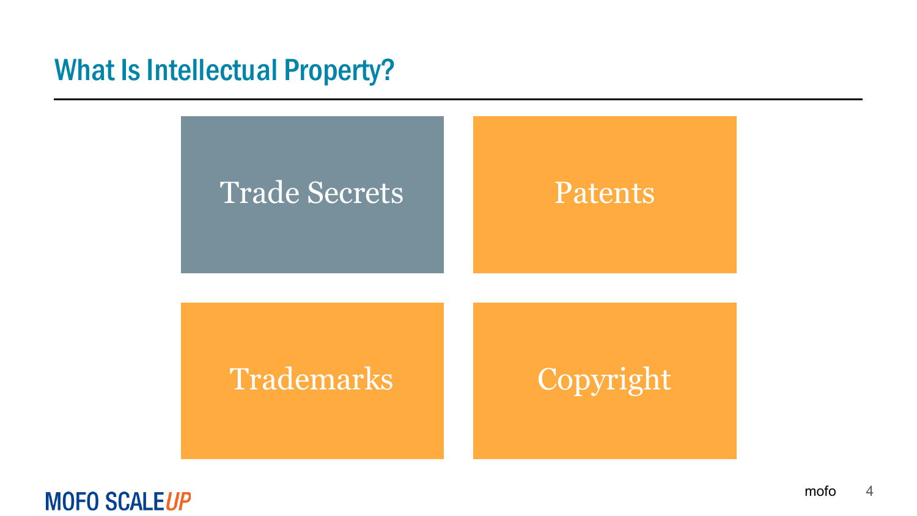## What Is Intellectual Property?

- Trade Secrets
- Patents
- Trademarks
- Copyright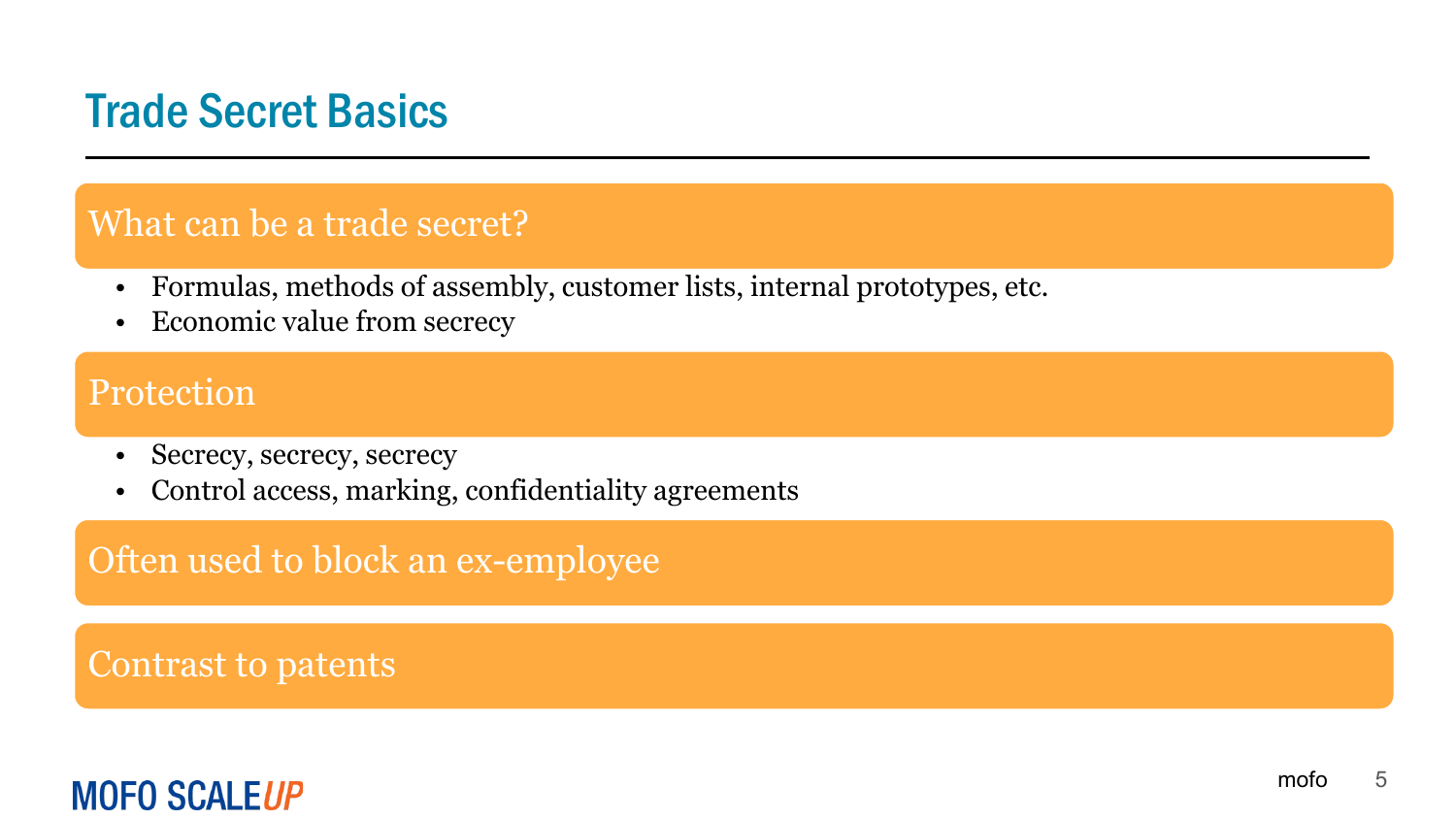# Trade Secret Basics

## What can be a trade secret?

- Formulas, methods of assembly, customer lists, internal prototypes, etc.
- Economic value from secrecy

## Protection

- Secrecy, secrecy, secrecy
- Control access, marking, confidentiality agreements

## Often used to block an ex-employee

## Contrast to patents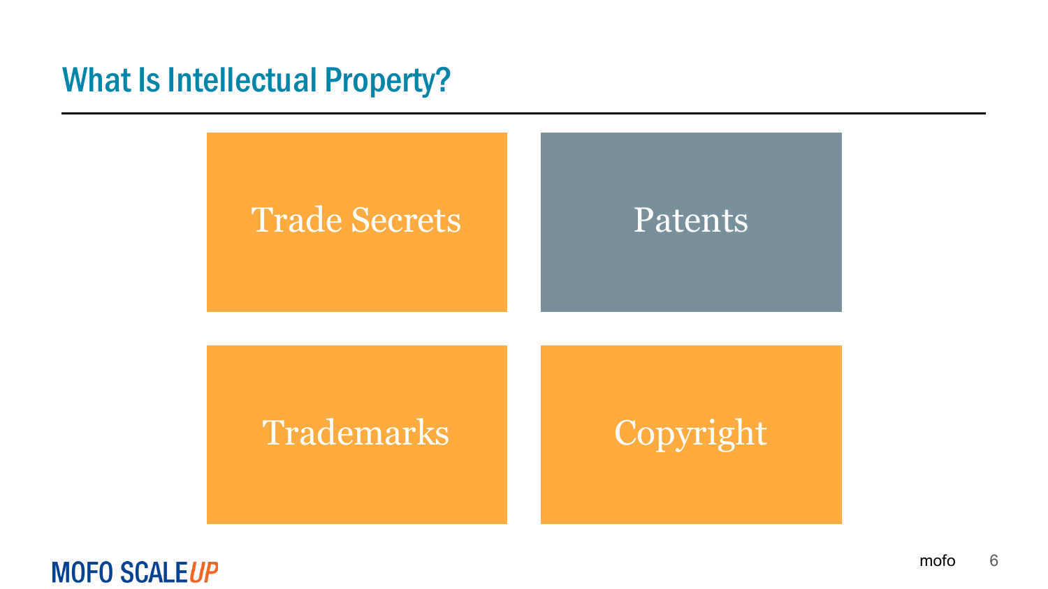## What Is Intellectual Property?

- Trade Secrets
- Patents
- Trademarks
- Copyright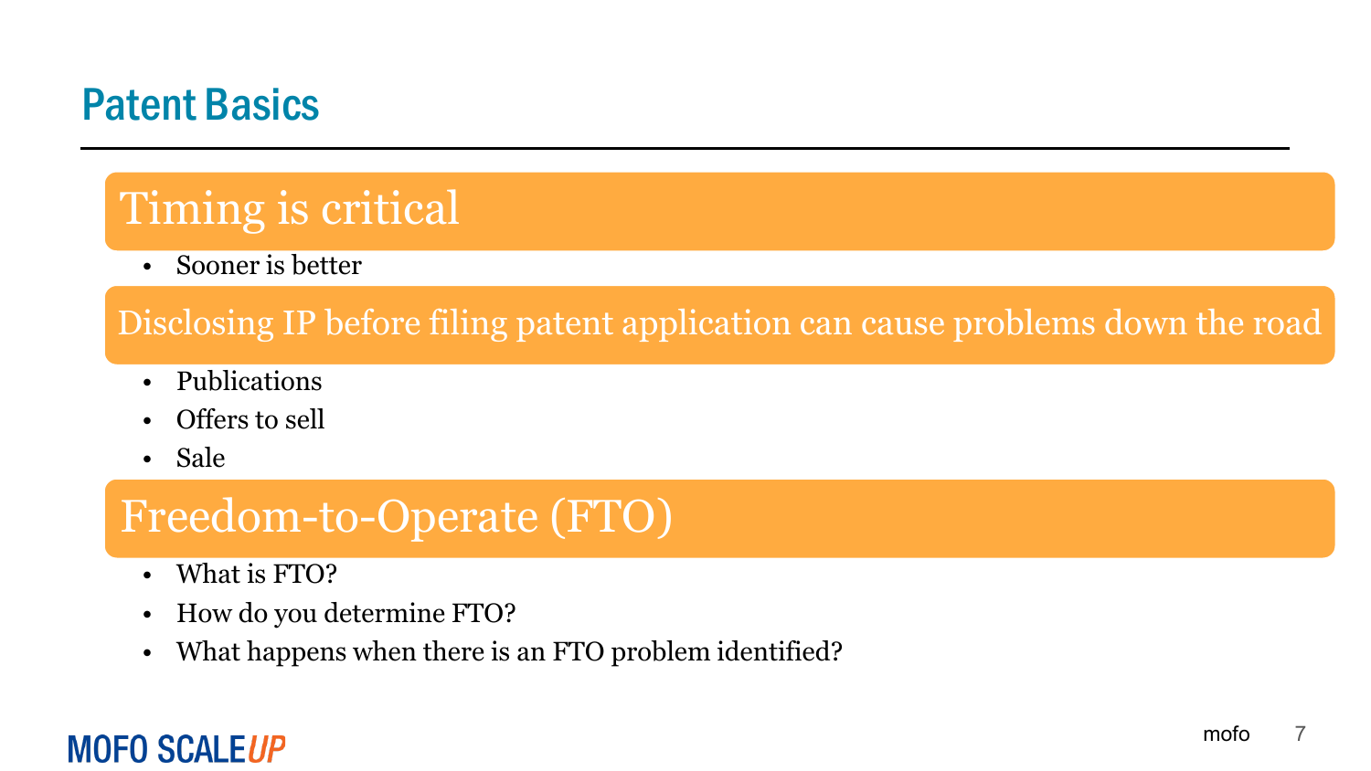# Patent Basics

## Timing is critical

- Sooner is better

## Disclosing IP before filing patent application can cause problems down the road

- Publications
- Offers to sell
- Sale

## Freedom-to-Operate (FTO)

- What is FTO?
- How do you determine FTO?
- What happens when there is an FTO problem identified?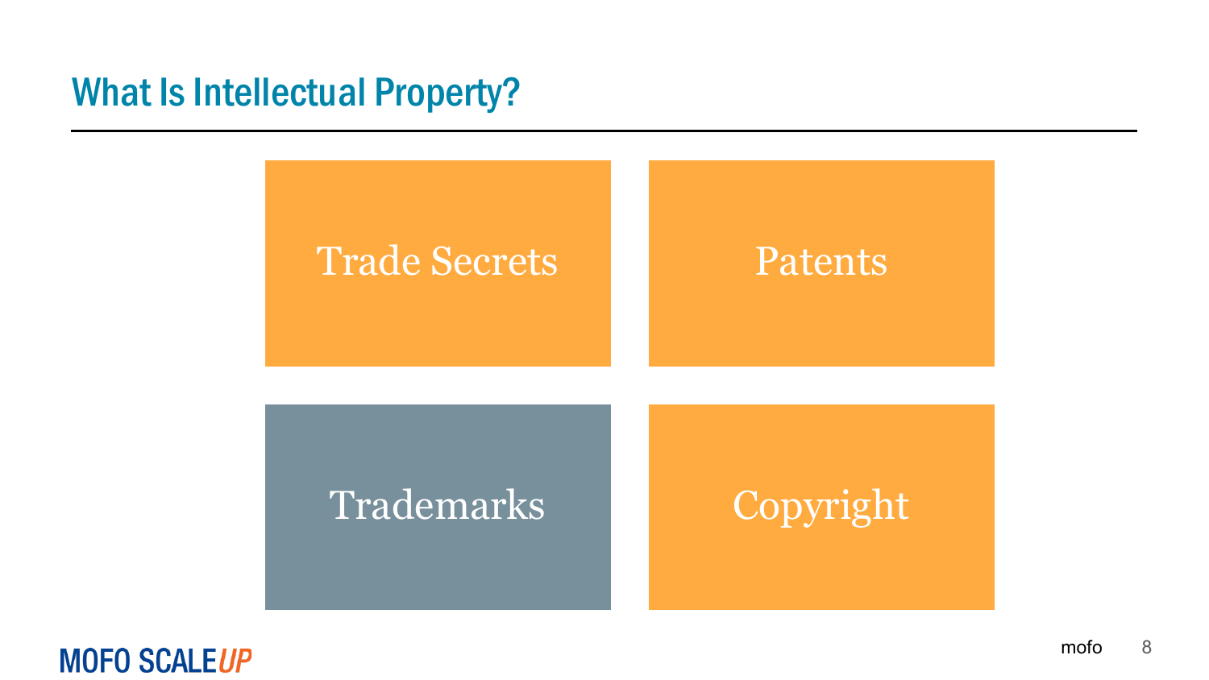# What Is Intellectual Property?

- Trade Secrets
- Patents
- Trademarks
- Copyright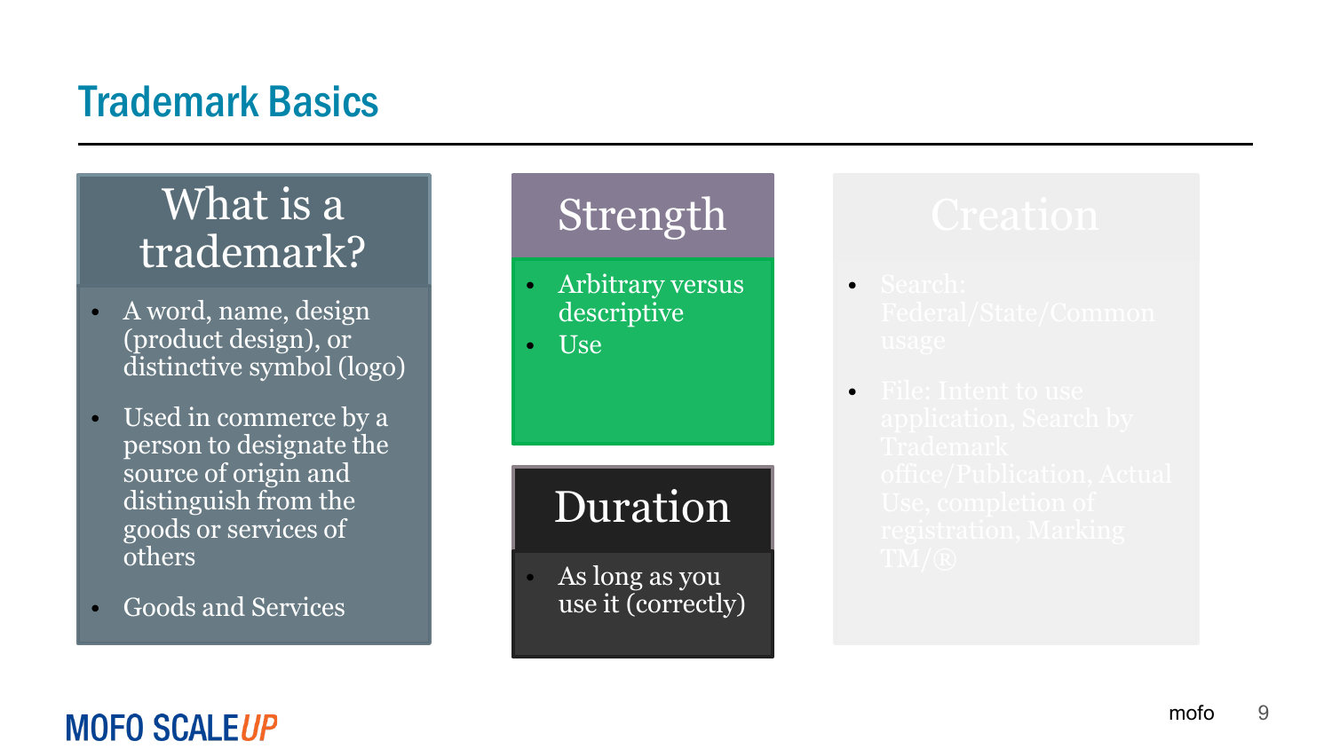## Trademark Basics

### What is a trademark?

- A word, name, design (product design), or distinctive symbol (logo)
- Used in commerce by a person to designate the source of origin and distinguish from the goods or services of others
- Goods and Services

### Strength

- Arbitrary versus descriptive
- Use

### Duration

- As long as you use it (correctly)

### Creation

- Search: Federal/State/Common usage
- File: Intent to use application, Search by Trademark office/Publication, Actual Use, completion of registration, Marking TM/®

MOFO SCALEUP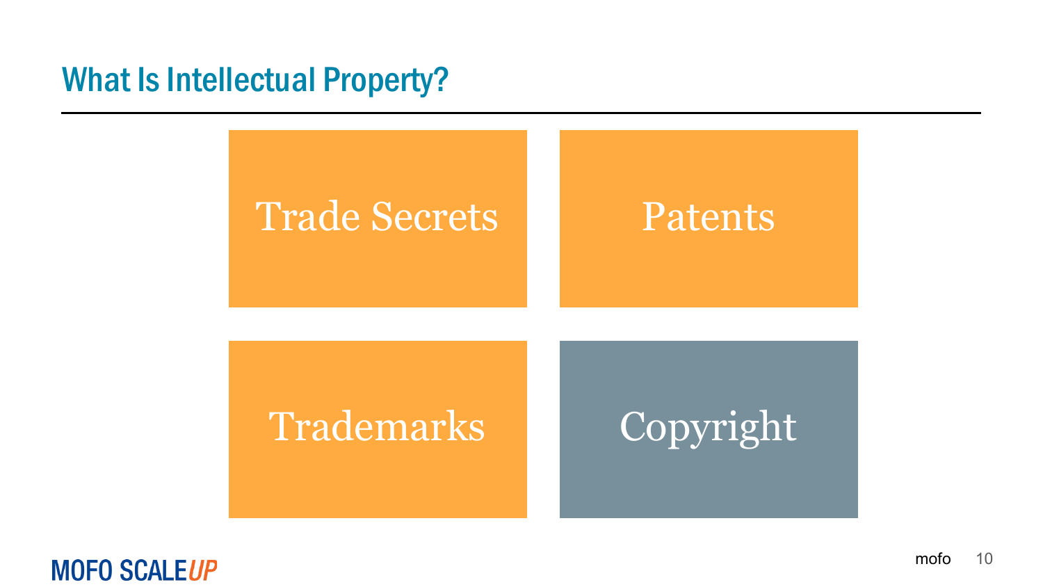# What Is Intellectual Property?

- Trade Secrets
- Patents
- Trademarks
- Copyright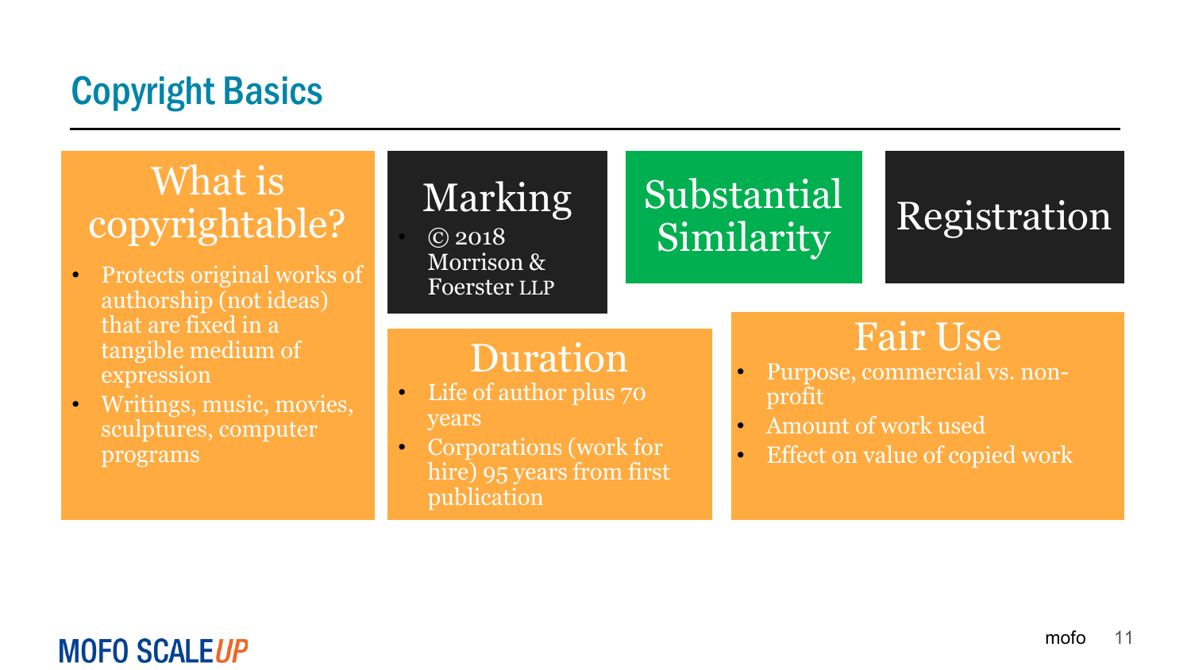# Copyright Basics

## What is copyrightable?

- Protects original works of authorship (not ideas) that are fixed in a tangible medium of expression
- Writings, music, movies, sculptures, computer programs

## Marking

- © 2018 Morrison & Foerster LLP

## Substantial Similarity

## Registration

## Duration

- Life of author plus 70 years
- Corporations (work for hire) 95 years from first publication

## Fair Use

- Purpose, commercial vs. non-profit
- Amount of work used
- Effect on value of copied work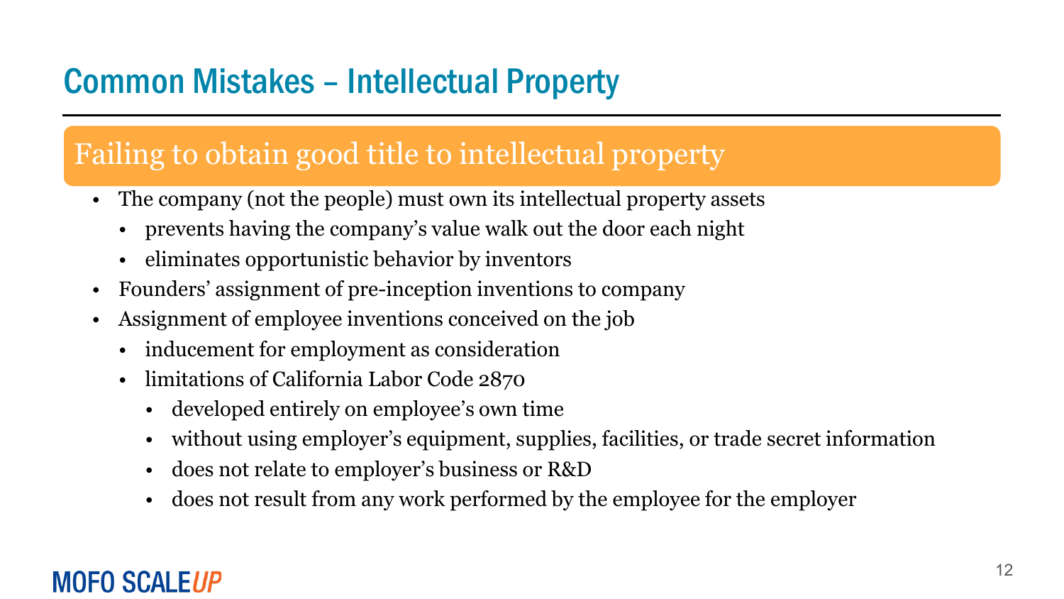# Common Mistakes – Intellectual Property

## Failing to obtain good title to intellectual property

- The company (not the people) must own its intellectual property assets
  - prevents having the company's value walk out the door each night
  - eliminates opportunistic behavior by inventors
- Founders' assignment of pre-inception inventions to company
- Assignment of employee inventions conceived on the job
  - inducement for employment as consideration
  - limitations of California Labor Code 2870
    - developed entirely on employee's own time
    - without using employer's equipment, supplies, facilities, or trade secret information
    - does not relate to employer's business or R&D
    - does not result from any work performed by the employee for the employer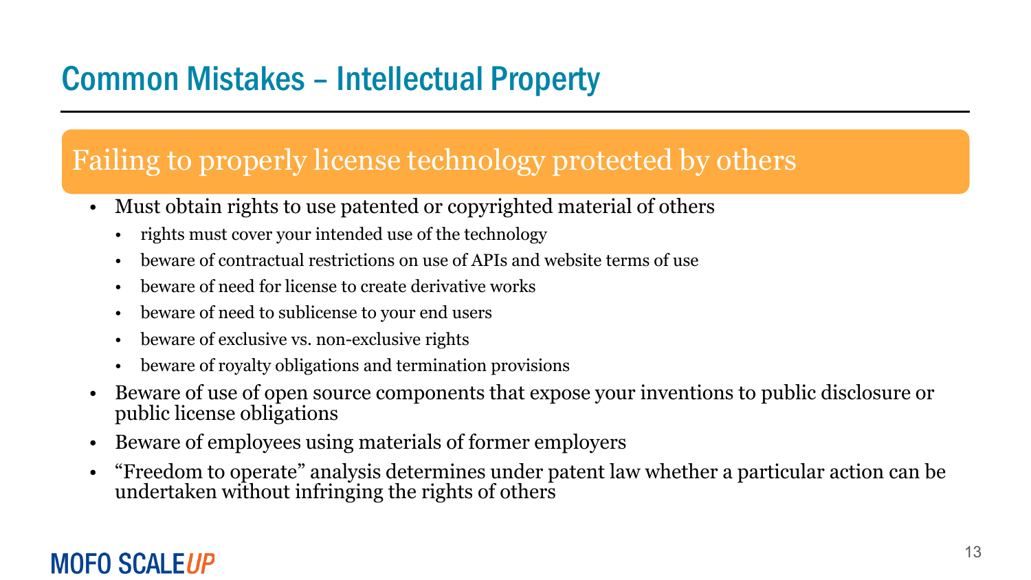# Common Mistakes – Intellectual Property

## Failing to properly license technology protected by others

- Must obtain rights to use patented or copyrighted material of others
  - rights must cover your intended use of the technology
  - beware of contractual restrictions on use of APIs and website terms of use
  - beware of need for license to create derivative works
  - beware of need to sublicense to your end users
  - beware of exclusive vs. non-exclusive rights
  - beware of royalty obligations and termination provisions
- Beware of use of open source components that expose your inventions to public disclosure or public license obligations
- Beware of employees using materials of former employers
- "Freedom to operate" analysis determines under patent law whether a particular action can be undertaken without infringing the rights of others

MOFO SCALEUP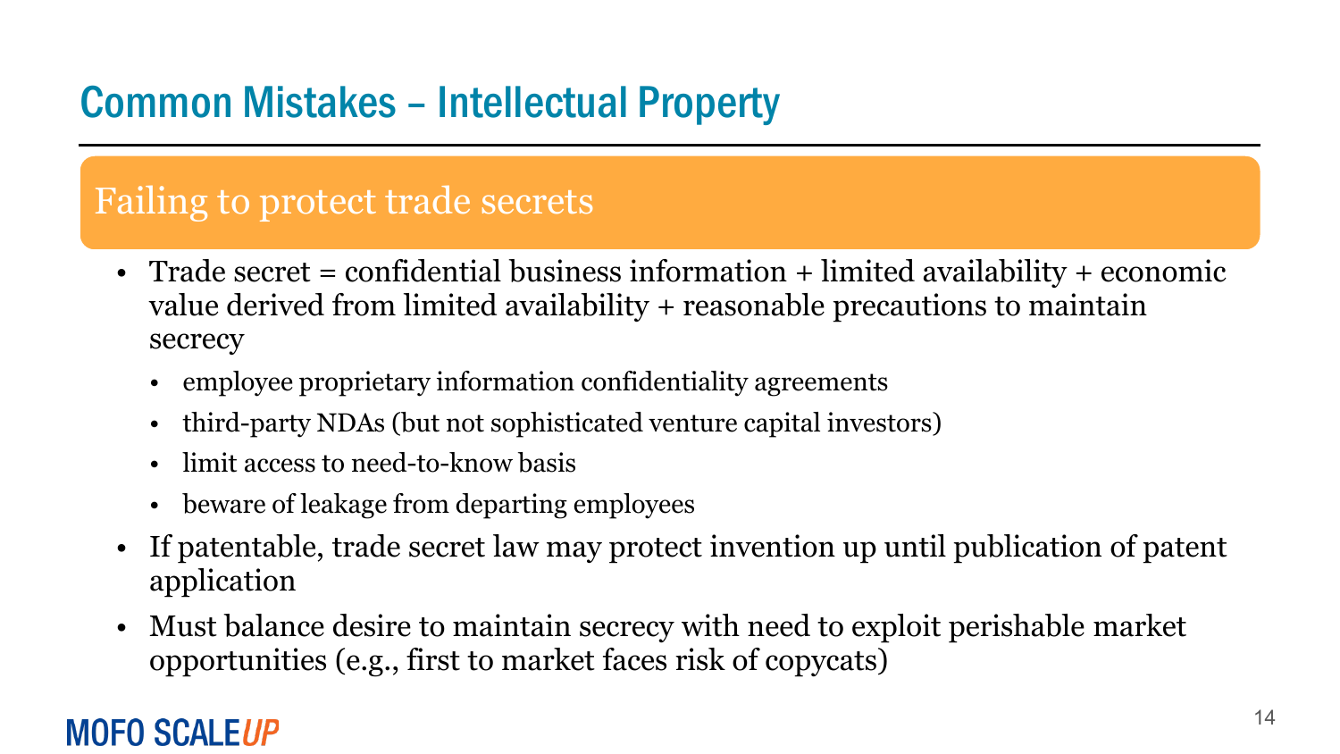# Common Mistakes – Intellectual Property

## Failing to protect trade secrets

- Trade secret = confidential business information + limited availability + economic value derived from limited availability + reasonable precautions to maintain secrecy
  - employee proprietary information confidentiality agreements
  - third-party NDAs (but not sophisticated venture capital investors)
  - limit access to need-to-know basis
  - beware of leakage from departing employees
- If patentable, trade secret law may protect invention up until publication of patent application
- Must balance desire to maintain secrecy with need to exploit perishable market opportunities (e.g., first to market faces risk of copycats)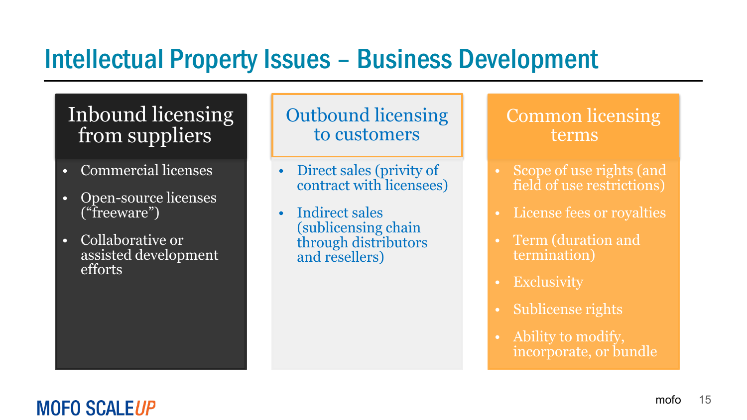# Intellectual Property Issues – Business Development

## Inbound licensing from suppliers

- Commercial licenses
- Open-source licenses (“freeware”)
- Collaborative or assisted development efforts

## Outbound licensing to customers

- Direct sales (privity of contract with licensees)
- Indirect sales (sublicensing chain through distributors and resellers)

## Common licensing terms

- Scope of use rights (and field of use restrictions)
- License fees or royalties
- Term (duration and termination)
- Exclusivity
- Sublicense rights
- Ability to modify, incorporate, or bundle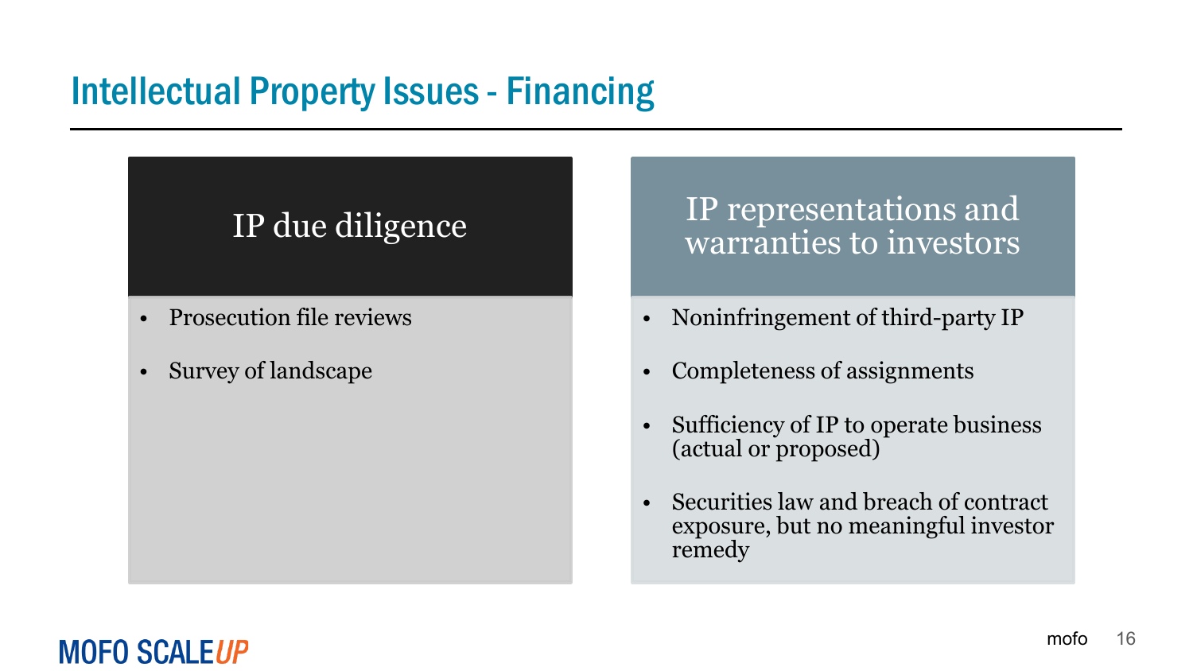# Intellectual Property Issues - Financing

## IP due diligence

- Prosecution file reviews
- Survey of landscape

## IP representations and warranties to investors

- Noninfringement of third-party IP
- Completeness of assignments
- Sufficiency of IP to operate business (actual or proposed)
- Securities law and breach of contract exposure, but no meaningful investor remedy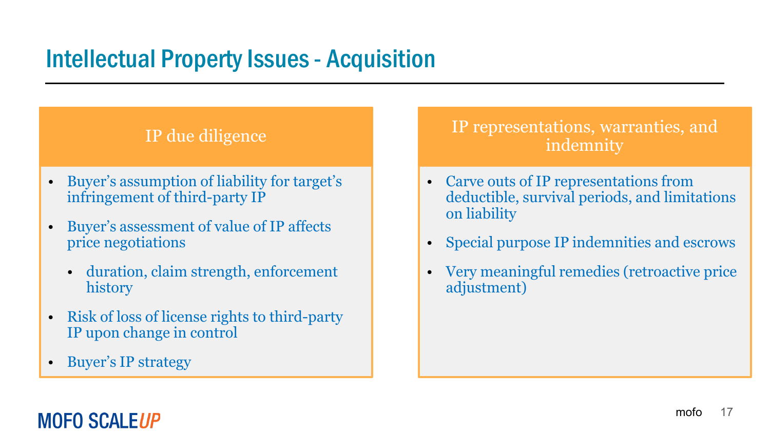# Intellectual Property Issues - Acquisition

## IP due diligence

- Buyer's assumption of liability for target's infringement of third-party IP
- Buyer's assessment of value of IP affects price negotiations
  - duration, claim strength, enforcement history
- Risk of loss of license rights to third-party IP upon change in control
- Buyer's IP strategy

## IP representations, warranties, and indemnity

- Carve outs of IP representations from deductible, survival periods, and limitations on liability
- Special purpose IP indemnities and escrows
- Very meaningful remedies (retroactive price adjustment)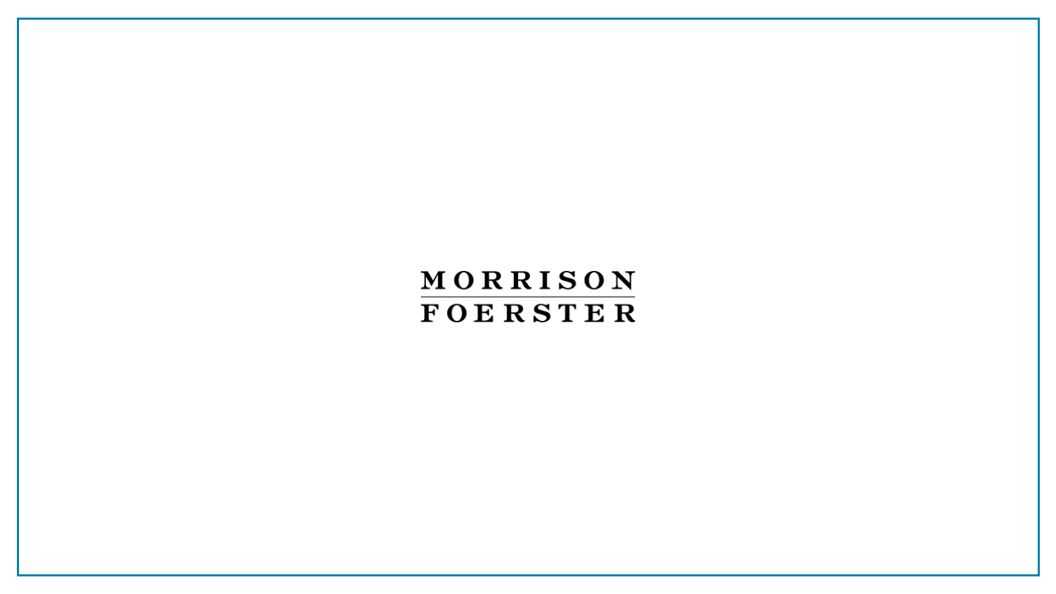MORRISON
FOERSTER